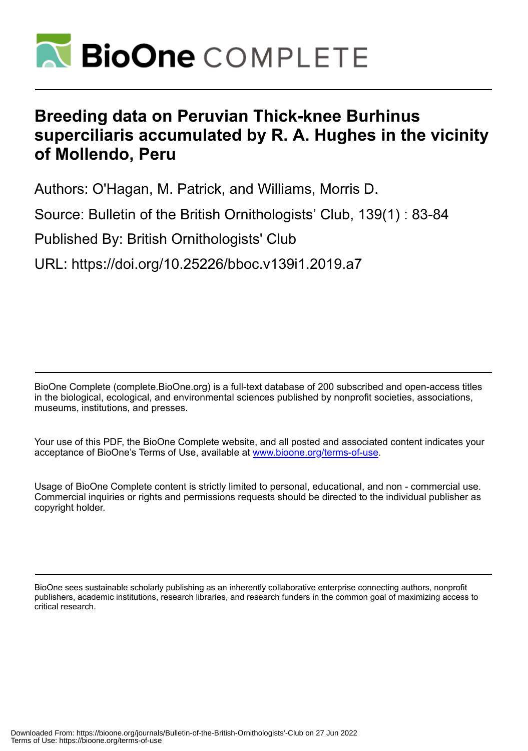# Breeding data on Peruvian Thick-knee Burhinus superciliaris accumulated by R. A. Hughes in the vicinity of Mollendo, Peru

Authors: O'Hagan, M. Patrick, and Williams, Morris D.

Source: Bulletin of the British Ornithologists' Club, 139(1) : 83-84

Published By: British Ornithologists' Club

URL: https://doi.org/10.25226/bboc.v139i1.2019.a7

BioOne Complete (complete.BioOne.org) is a full-text database of 200 subscribed and open-access titles in the biological, ecological, and environmental sciences published by nonprofit societies, associations, museums, institutions, and presses.

Your use of this PDF, the BioOne Complete website, and all posted and associated content indicates your acceptance of BioOne's Terms of Use, available at www.bioone.org/terms-of-use.

Usage of BioOne Complete content is strictly limited to personal, educational, and non - commercial use. Commercial inquiries or rights and permissions requests should be directed to the individual publisher as copyright holder.

BioOne sees sustainable scholarly publishing as an inherently collaborative enterprise connecting authors, nonprofit publishers, academic institutions, research libraries, and research funders in the common goal of maximizing access to critical research.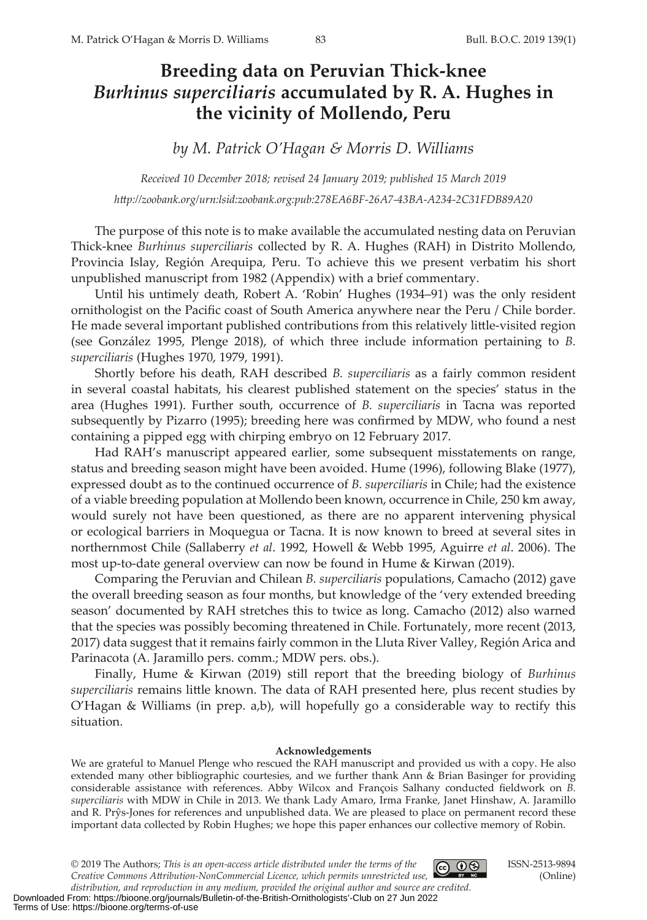# Breeding data on Peruvian Thick-knee *Burhinus superciliaris* accumulated by R. A. Hughes in the vicinity of Mollendo, Peru

*by M. Patrick O'Hagan & Morris D. Williams*

*Received 10 December 2018; revised 24 January 2019; published 15 March 2019*

*http://zoobank.org/urn:lsid:zoobank.org:pub:278EA6BF-26A7-43BA-A234-2C31FDB89A20*

The purpose of this note is to make available the accumulated nesting data on Peruvian Thick-knee *Burhinus superciliaris* collected by R. A. Hughes (RAH) in Distrito Mollendo, Provincia Islay, Región Arequipa, Peru. To achieve this we present verbatim his short unpublished manuscript from 1982 (Appendix) with a brief commentary.

Until his untimely death, Robert A. 'Robin' Hughes (1934–91) was the only resident ornithologist on the Pacific coast of South America anywhere near the Peru / Chile border. He made several important published contributions from this relatively little-visited region (see González 1995, Plenge 2018), of which three include information pertaining to *B. superciliaris* (Hughes 1970, 1979, 1991).

Shortly before his death, RAH described *B. superciliaris* as a fairly common resident in several coastal habitats, his clearest published statement on the species' status in the area (Hughes 1991). Further south, occurrence of *B. superciliaris* in Tacna was reported subsequently by Pizarro (1995); breeding here was confirmed by MDW, who found a nest containing a pipped egg with chirping embryo on 12 February 2017.

Had RAH's manuscript appeared earlier, some subsequent misstatements on range, status and breeding season might have been avoided. Hume (1996), following Blake (1977), expressed doubt as to the continued occurrence of *B. superciliaris* in Chile; had the existence of a viable breeding population at Mollendo been known, occurrence in Chile, 250 km away, would surely not have been questioned, as there are no apparent intervening physical or ecological barriers in Moquegua or Tacna. It is now known to breed at several sites in northernmost Chile (Sallaberry *et al*. 1992, Howell & Webb 1995, Aguirre *et al*. 2006). The most up-to-date general overview can now be found in Hume & Kirwan (2019).

Comparing the Peruvian and Chilean *B. superciliaris* populations, Camacho (2012) gave the overall breeding season as four months, but knowledge of the 'very extended breeding season' documented by RAH stretches this to twice as long. Camacho (2012) also warned that the species was possibly becoming threatened in Chile. Fortunately, more recent (2013, 2017) data suggest that it remains fairly common in the Lluta River Valley, Región Arica and Parinacota (A. Jaramillo pers. comm.; MDW pers. obs.).

Finally, Hume & Kirwan (2019) still report that the breeding biology of *Burhinus superciliaris* remains little known. The data of RAH presented here, plus recent studies by O'Hagan & Williams (in prep. a,b), will hopefully go a considerable way to rectify this situation.

#### Acknowledgements

We are grateful to Manuel Plenge who rescued the RAH manuscript and provided us with a copy. He also extended many other bibliographic courtesies, and we further thank Ann & Brian Basinger for providing considerable assistance with references. Abby Wilcox and François Salhany conducted fieldwork on *B. superciliaris* with MDW in Chile in 2013. We thank Lady Amaro, Irma Franke, Janet Hinshaw, A. Jaramillo and R. Prŷs-Jones for references and unpublished data. We are pleased to place on permanent record these important data collected by Robin Hughes; we hope this paper enhances our collective memory of Robin.

© 2019 The Authors; *This is an open-access article distributed under the terms of the Creative Commons Attribution-NonCommercial Licence, which permits unrestricted use, distribution, and reproduction in any medium, provided the original author and source are credited.*

ISSN-2513-9894 (Online)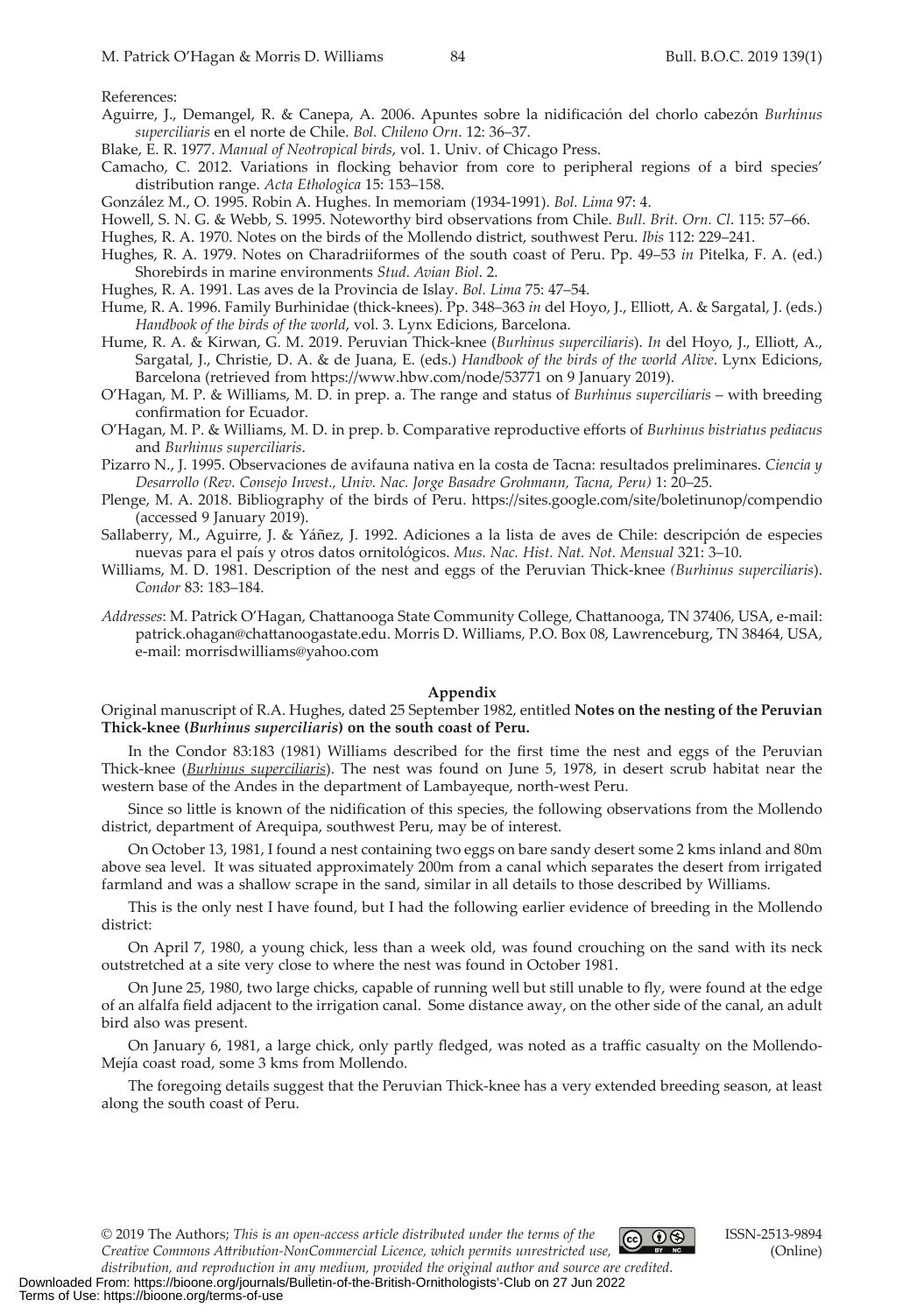References:

Aguirre, J., Demangel, R. & Canepa, A. 2006. Apuntes sobre la nidificación del chorlo cabezón *Burhinus superciliaris* en el norte de Chile. *Bol. Chileno Orn*. 12: 36–37.

Blake, E. R. 1977. *Manual of Neotropical birds*, vol. 1. Univ. of Chicago Press.

Camacho, C. 2012. Variations in flocking behavior from core to peripheral regions of a bird species' distribution range. *Acta Ethologica* 15: 153–158.

González M., O. 1995. Robin A. Hughes. In memoriam (1934-1991). *Bol. Lima* 97: 4.

Howell, S. N. G. & Webb, S. 1995. Noteworthy bird observations from Chile. *Bull. Brit. Orn. Cl*. 115: 57–66.

Hughes, R. A. 1970. Notes on the birds of the Mollendo district, southwest Peru. *Ibis* 112: 229–241.

Hughes, R. A. 1979. Notes on Charadriiformes of the south coast of Peru. Pp. 49–53 *in* Pitelka, F. A. (ed.) Shorebirds in marine environments *Stud. Avian Biol*. 2.

Hughes, R. A. 1991. Las aves de la Provincia de Islay. *Bol. Lima* 75: 47–54.

Hume, R. A. 1996. Family Burhinidae (thick-knees). Pp. 348–363 *in* del Hoyo, J., Elliott, A. & Sargatal, J. (eds.) *Handbook of the birds of the world*, vol. 3. Lynx Edicions, Barcelona.

Hume, R. A. & Kirwan, G. M. 2019. Peruvian Thick-knee (*Burhinus superciliaris*). *In* del Hoyo, J., Elliott, A., Sargatal, J., Christie, D. A. & de Juana, E. (eds.) *Handbook of the birds of the world Alive*. Lynx Edicions, Barcelona (retrieved from https://www.hbw.com/node/53771 on 9 January 2019).

O'Hagan, M. P. & Williams, M. D. in prep. a. The range and status of *Burhinus superciliaris* – with breeding confirmation for Ecuador.

O'Hagan, M. P. & Williams, M. D. in prep. b. Comparative reproductive efforts of *Burhinus bistriatus pediacus* and *Burhinus superciliaris*.

Pizarro N., J. 1995. Observaciones de avifauna nativa en la costa de Tacna: resultados preliminares. *Ciencia y Desarrollo (Rev. Consejo Invest., Univ. Nac. Jorge Basadre Grohmann, Tacna, Peru)* 1: 20–25.

Plenge, M. A. 2018. Bibliography of the birds of Peru. https://sites.google.com/site/boletinunop/compendio (accessed 9 January 2019).

Sallaberry, M., Aguirre, J. & Yáñez, J. 1992. Adiciones a la lista de aves de Chile: descripción de especies nuevas para el país y otros datos ornitológicos. *Mus. Nac. Hist. Nat. Not. Mensual* 321: 3–10.

Williams, M. D. 1981. Description of the nest and eggs of the Peruvian Thick-knee *(Burhinus superciliaris*). *Condor* 83: 183–184.

*Addresses*: M. Patrick O'Hagan, Chattanooga State Community College, Chattanooga, TN 37406, USA, e-mail: patrick.ohagan@chattanoogastate.edu. Morris D. Williams, P.O. Box 08, Lawrenceburg, TN 38464, USA, e-mail: morrisdwilliams@yahoo.com

## Appendix

Original manuscript of R.A. Hughes, dated 25 September 1982, entitled **Notes on the nesting of the Peruvian Thick-knee (*Burhinus superciliaris*) on the south coast of Peru.**

In the Condor 83:183 (1981) Williams described for the first time the nest and eggs of the Peruvian Thick-knee (*Burhinus superciliaris*). The nest was found on June 5, 1978, in desert scrub habitat near the western base of the Andes in the department of Lambayeque, north-west Peru.

Since so little is known of the nidification of this species, the following observations from the Mollendo district, department of Arequipa, southwest Peru, may be of interest.

On October 13, 1981, I found a nest containing two eggs on bare sandy desert some 2 kms inland and 80m above sea level. It was situated approximately 200m from a canal which separates the desert from irrigated farmland and was a shallow scrape in the sand, similar in all details to those described by Williams.

This is the only nest I have found, but I had the following earlier evidence of breeding in the Mollendo district:

On April 7, 1980, a young chick, less than a week old, was found crouching on the sand with its neck outstretched at a site very close to where the nest was found in October 1981.

On June 25, 1980, two large chicks, capable of running well but still unable to fly, were found at the edge of an alfalfa field adjacent to the irrigation canal. Some distance away, on the other side of the canal, an adult bird also was present.

On January 6, 1981, a large chick, only partly fledged, was noted as a traffic casualty on the Mollendo-Mejía coast road, some 3 kms from Mollendo.

The foregoing details suggest that the Peruvian Thick-knee has a very extended breeding season, at least along the south coast of Peru.